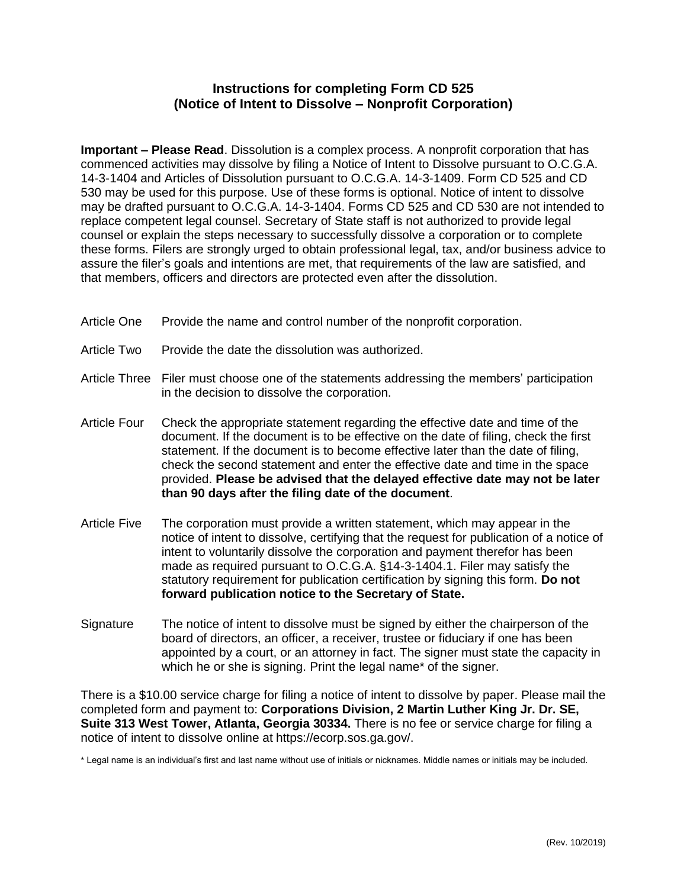## Instructions for completing Form CD 525
## (Notice of Intent to Dissolve – Nonprofit Corporation)

**Important – Please Read**. Dissolution is a complex process. A nonprofit corporation that has commenced activities may dissolve by filing a Notice of Intent to Dissolve pursuant to O.C.G.A. 14-3-1404 and Articles of Dissolution pursuant to O.C.G.A. 14-3-1409. Form CD 525 and CD 530 may be used for this purpose. Use of these forms is optional. Notice of intent to dissolve may be drafted pursuant to O.C.G.A. 14-3-1404. Forms CD 525 and CD 530 are not intended to replace competent legal counsel. Secretary of State staff is not authorized to provide legal counsel or explain the steps necessary to successfully dissolve a corporation or to complete these forms. Filers are strongly urged to obtain professional legal, tax, and/or business advice to assure the filer's goals and intentions are met, that requirements of the law are satisfied, and that members, officers and directors are protected even after the dissolution.

| | |
|---|---|
| Article One | Provide the name and control number of the nonprofit corporation. |
| Article Two | Provide the date the dissolution was authorized. |
| Article Three | Filer must choose one of the statements addressing the members' participation in the decision to dissolve the corporation. |
| Article Four | Check the appropriate statement regarding the effective date and time of the document. If the document is to be effective on the date of filing, check the first statement. If the document is to become effective later than the date of filing, check the second statement and enter the effective date and time in the space provided. **Please be advised that the delayed effective date may not be later than 90 days after the filing date of the document**. |
| Article Five | The corporation must provide a written statement, which may appear in the notice of intent to dissolve, certifying that the request for publication of a notice of intent to voluntarily dissolve the corporation and payment therefor has been made as required pursuant to O.C.G.A. §14-3-1404.1. Filer may satisfy the statutory requirement for publication certification by signing this form. **Do not forward publication notice to the Secretary of State.** |
| Signature | The notice of intent to dissolve must be signed by either the chairperson of the board of directors, an officer, a receiver, trustee or fiduciary if one has been appointed by a court, or an attorney in fact. The signer must state the capacity in which he or she is signing. Print the legal name* of the signer. |

There is a $10.00 service charge for filing a notice of intent to dissolve by paper. Please mail the completed form and payment to: **Corporations Division, 2 Martin Luther King Jr. Dr. SE, Suite 313 West Tower, Atlanta, Georgia 30334.** There is no fee or service charge for filing a notice of intent to dissolve online at https://ecorp.sos.ga.gov/.

\* Legal name is an individual's first and last name without use of initials or nicknames. Middle names or initials may be included.

(Rev. 10/2019)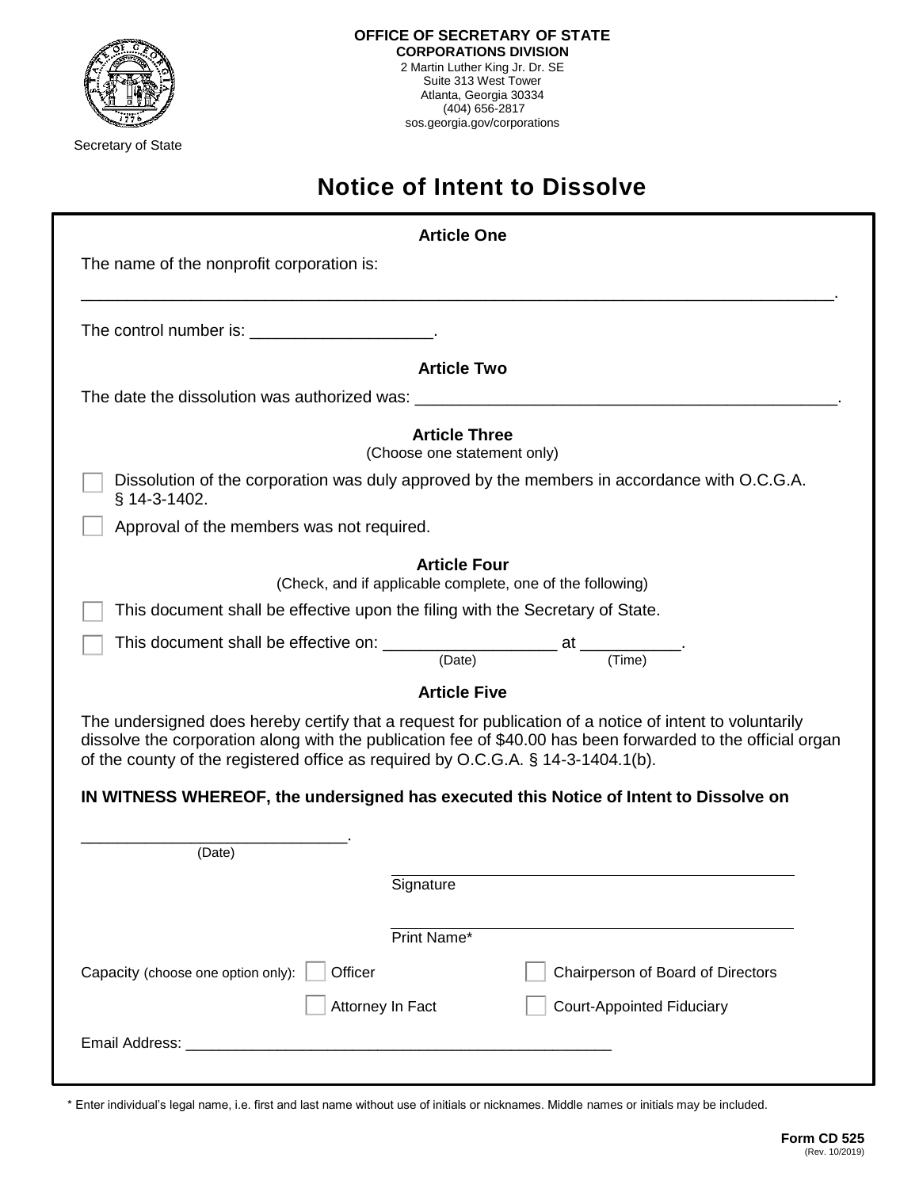**OFFICE OF SECRETARY OF STATE**
**CORPORATIONS DIVISION**
2 Martin Luther King Jr. Dr. SE
Suite 313 West Tower
Atlanta, Georgia 30334
(404) 656-2817
sos.georgia.gov/corporations

Secretary of State

# Notice of Intent to Dissolve

### Article One

The name of the nonprofit corporation is:

______________________________________________________________________________.

The control number is: ____________________.

### Article Two

The date the dissolution was authorized was: _____________________________________________.

### Article Three

(Choose one statement only)

☐ Dissolution of the corporation was duly approved by the members in accordance with O.C.G.A. § 14-3-1402.

☐ Approval of the members was not required.

### Article Four

(Check, and if applicable complete, one of the following)

☐ This document shall be effective upon the filing with the Secretary of State.

☐ This document shall be effective on: __________________ (Date) at ___________ (Time).

### Article Five

The undersigned does hereby certify that a request for publication of a notice of intent to voluntarily dissolve the corporation along with the publication fee of $40.00 has been forwarded to the official organ of the county of the registered office as required by O.C.G.A. § 14-3-1404.1(b).

**IN WITNESS WHEREOF, the undersigned has executed this Notice of Intent to Dissolve on**

____________________________.
(Date)

_____________________________________________
Signature

_____________________________________________
Print Name*

Capacity (choose one option only): ☐ Officer ☐ Chairperson of Board of Directors ☐ Attorney In Fact ☐ Court-Appointed Fiduciary

Email Address: __________________________________________________

\* Enter individual's legal name, i.e. first and last name without use of initials or nicknames. Middle names or initials may be included.

**Form CD 525**
(Rev. 10/2019)